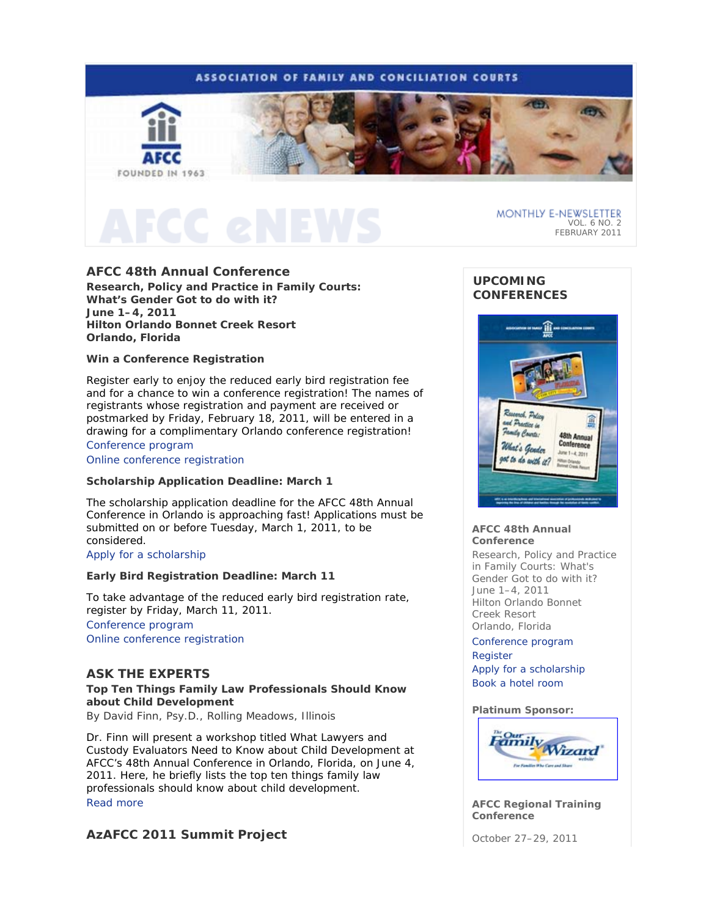ASSOCIATION OF FAMILY AND CONCILIATION COURTS

AFCC

FOUNDED IN 1963

# AFCC eNEWS

MONTHLY E-NEWSLETTER
VOL. 6 NO. 2
FEBRUARY 2011

## AFCC 48th Annual Conference

**Research, Policy and Practice in Family Courts: What's Gender Got to do with it?**
**June 1–4, 2011**
**Hilton Orlando Bonnet Creek Resort**
**Orlando, Florida**

### Win a Conference Registration

Register early to enjoy the reduced early bird registration fee and for a chance to win a conference registration! The names of registrants whose registration and payment are received or postmarked by Friday, February 18, 2011, will be entered in a drawing for a complimentary Orlando conference registration!

Conference program
Online conference registration

### Scholarship Application Deadline: March 1

The scholarship application deadline for the AFCC 48th Annual Conference in Orlando is approaching fast! Applications must be submitted on or before Tuesday, March 1, 2011, to be considered.

Apply for a scholarship

### Early Bird Registration Deadline: March 11

To take advantage of the reduced early bird registration rate, register by Friday, March 11, 2011.

Conference program
Online conference registration

## ASK THE EXPERTS

**Top Ten Things Family Law Professionals Should Know about Child Development**

By David Finn, Psy.D., Rolling Meadows, Illinois

Dr. Finn will present a workshop titled What Lawyers and Custody Evaluators Need to Know about Child Development at AFCC's 48th Annual Conference in Orlando, Florida, on June 4, 2011. Here, he briefly lists the top ten things family law professionals should know about child development.

Read more

## AzAFCC 2011 Summit Project

## UPCOMING CONFERENCES

**AFCC 48th Annual Conference**

Research, Policy and Practice in Family Courts: What's Gender Got to do with it?
June 1–4, 2011
Hilton Orlando Bonnet Creek Resort
Orlando, Florida

Conference program
Register
Apply for a scholarship
Book a hotel room

**Platinum Sponsor:**

**AFCC Regional Training Conference**

October 27–29, 2011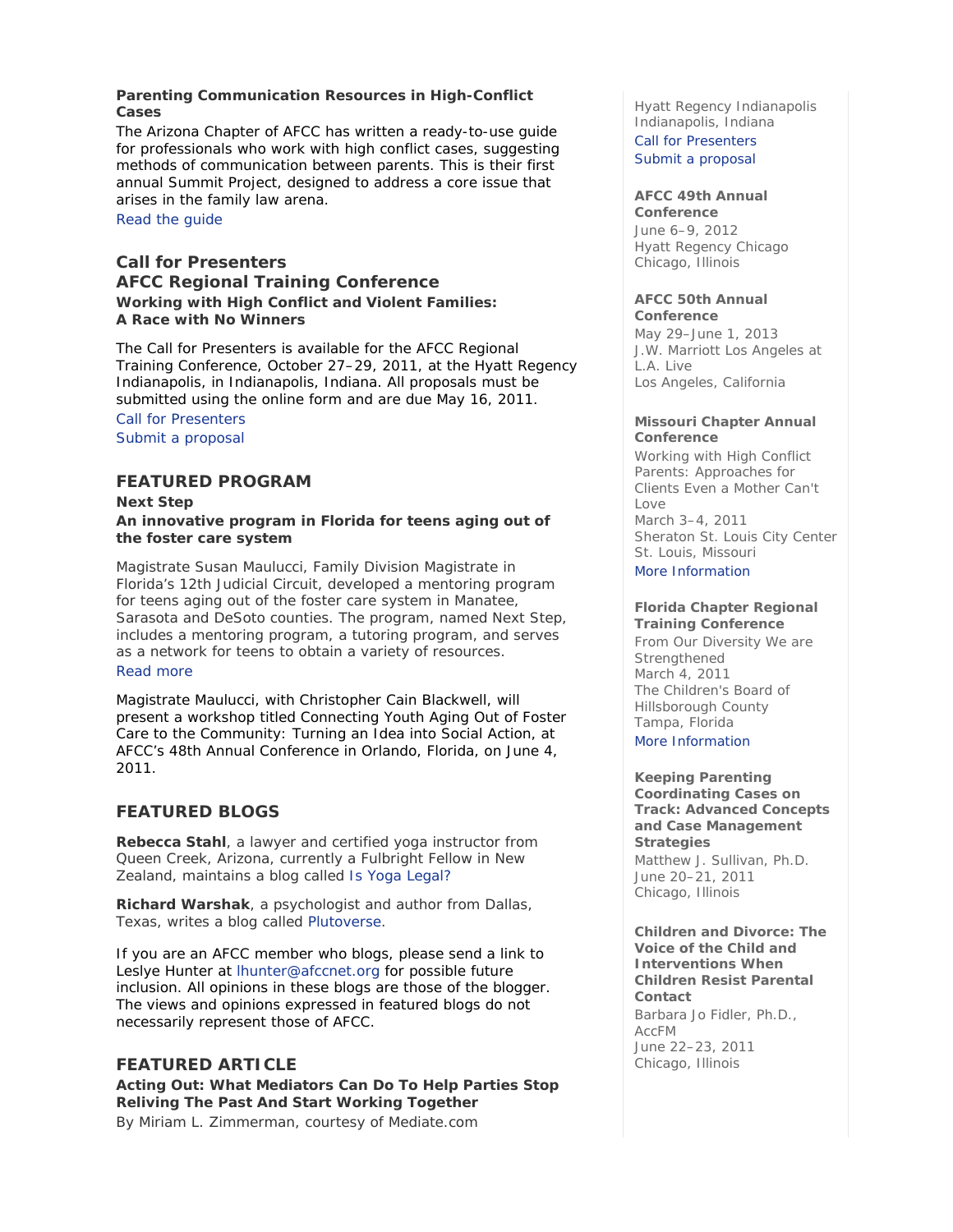**Parenting Communication Resources in High-Conflict Cases**

The Arizona Chapter of AFCC has written a ready-to-use guide for professionals who work with high conflict cases, suggesting methods of communication between parents. This is their first annual Summit Project, designed to address a core issue that arises in the family law arena.

Read the guide

### Call for Presenters
### AFCC Regional Training Conference

**Working with High Conflict and Violent Families: A Race with No Winners**

The Call for Presenters is available for the AFCC Regional Training Conference, October 27–29, 2011, at the Hyatt Regency Indianapolis, in Indianapolis, Indiana. All proposals must be submitted using the online form and are due May 16, 2011.

Call for Presenters
Submit a proposal

## FEATURED PROGRAM

**Next Step**

**An innovative program in Florida for teens aging out of the foster care system**

Magistrate Susan Maulucci, Family Division Magistrate in Florida's 12th Judicial Circuit, developed a mentoring program for teens aging out of the foster care system in Manatee, Sarasota and DeSoto counties. The program, named Next Step, includes a mentoring program, a tutoring program, and serves as a network for teens to obtain a variety of resources.

Read more

Magistrate Maulucci, with Christopher Cain Blackwell, will present a workshop titled Connecting Youth Aging Out of Foster Care to the Community: Turning an Idea into Social Action, at AFCC's 48th Annual Conference in Orlando, Florida, on June 4, 2011.

## FEATURED BLOGS

**Rebecca Stahl**, a lawyer and certified yoga instructor from Queen Creek, Arizona, currently a Fulbright Fellow in New Zealand, maintains a blog called Is Yoga Legal?

**Richard Warshak**, a psychologist and author from Dallas, Texas, writes a blog called Plutoverse.

If you are an AFCC member who blogs, please send a link to Leslye Hunter at lhunter@afccnet.org for possible future inclusion. All opinions in these blogs are those of the blogger. The views and opinions expressed in featured blogs do not necessarily represent those of AFCC.

## FEATURED ARTICLE

**Acting Out: What Mediators Can Do To Help Parties Stop Reliving The Past And Start Working Together**

By Miriam L. Zimmerman, courtesy of Mediate.com

Hyatt Regency Indianapolis
Indianapolis, Indiana
Call for Presenters
Submit a proposal

**AFCC 49th Annual Conference**
June 6–9, 2012
Hyatt Regency Chicago
Chicago, Illinois

**AFCC 50th Annual Conference**
May 29–June 1, 2013
J.W. Marriott Los Angeles at L.A. Live
Los Angeles, California

**Missouri Chapter Annual Conference**
Working with High Conflict Parents: Approaches for Clients Even a Mother Can't Love
March 3–4, 2011
Sheraton St. Louis City Center
St. Louis, Missouri
More Information

**Florida Chapter Regional Training Conference**
From Our Diversity We are Strengthened
March 4, 2011
The Children's Board of Hillsborough County
Tampa, Florida
More Information

**Keeping Parenting Coordinating Cases on Track: Advanced Concepts and Case Management Strategies**
Matthew J. Sullivan, Ph.D.
June 20–21, 2011
Chicago, Illinois

**Children and Divorce: The Voice of the Child and Interventions When Children Resist Parental Contact**
Barbara Jo Fidler, Ph.D., AccFM
June 22–23, 2011
Chicago, Illinois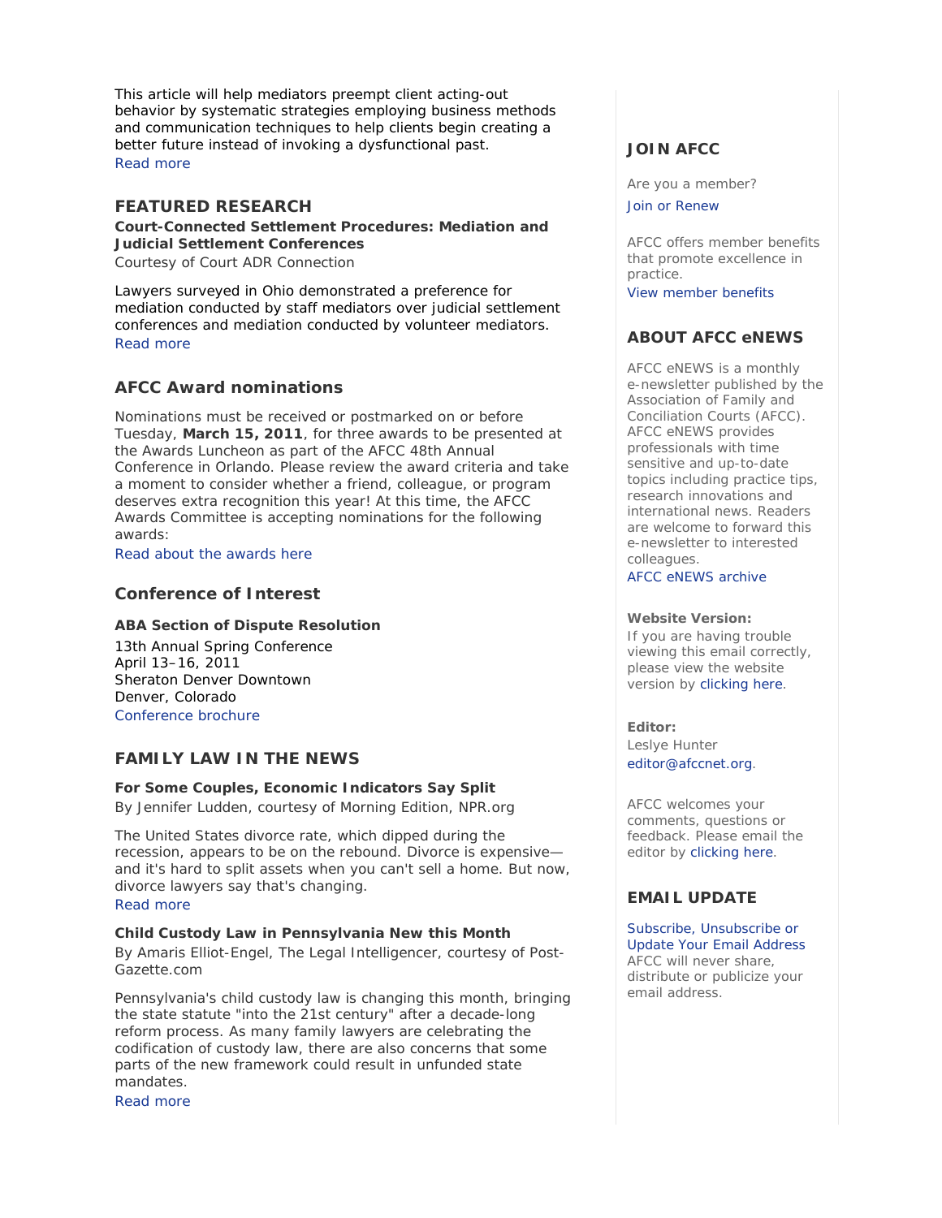This article will help mediators preempt client acting-out behavior by systematic strategies employing business methods and communication techniques to help clients begin creating a better future instead of invoking a dysfunctional past.
Read more

## FEATURED RESEARCH

**Court-Connected Settlement Procedures: Mediation and Judicial Settlement Conferences**
Courtesy of Court ADR Connection

Lawyers surveyed in Ohio demonstrated a preference for mediation conducted by staff mediators over judicial settlement conferences and mediation conducted by volunteer mediators.
Read more

## AFCC Award nominations

Nominations must be received or postmarked on or before Tuesday, **March 15, 2011**, for three awards to be presented at the Awards Luncheon as part of the AFCC 48th Annual Conference in Orlando. Please review the award criteria and take a moment to consider whether a friend, colleague, or program deserves extra recognition this year! At this time, the AFCC Awards Committee is accepting nominations for the following awards:
Read about the awards here

## Conference of Interest

**ABA Section of Dispute Resolution**
13th Annual Spring Conference
April 13–16, 2011
Sheraton Denver Downtown
Denver, Colorado
Conference brochure

## FAMILY LAW IN THE NEWS

**For Some Couples, Economic Indicators Say Split**
By Jennifer Ludden, courtesy of Morning Edition, NPR.org

The United States divorce rate, which dipped during the recession, appears to be on the rebound. Divorce is expensive—and it's hard to split assets when you can't sell a home. But now, divorce lawyers say that's changing.
Read more

**Child Custody Law in Pennsylvania New this Month**
By Amaris Elliot-Engel, The Legal Intelligencer, courtesy of Post-Gazette.com

Pennsylvania's child custody law is changing this month, bringing the state statute "into the 21st century" after a decade-long reform process. As many family lawyers are celebrating the codification of custody law, there are also concerns that some parts of the new framework could result in unfunded state mandates.
Read more

## JOIN AFCC

Are you a member?
Join or Renew

AFCC offers member benefits that promote excellence in practice.
View member benefits

## ABOUT AFCC eNEWS

AFCC eNEWS is a monthly e-newsletter published by the Association of Family and Conciliation Courts (AFCC). AFCC eNEWS provides professionals with time sensitive and up-to-date topics including practice tips, research innovations and international news. Readers are welcome to forward this e-newsletter to interested colleagues.
AFCC eNEWS archive

**Website Version:**
If you are having trouble viewing this email correctly, please view the website version by clicking here.

**Editor:**
Leslye Hunter
editor@afccnet.org.

AFCC welcomes your comments, questions or feedback. Please email the editor by clicking here.

## EMAIL UPDATE

Subscribe, Unsubscribe or Update Your Email Address
AFCC will never share, distribute or publicize your email address.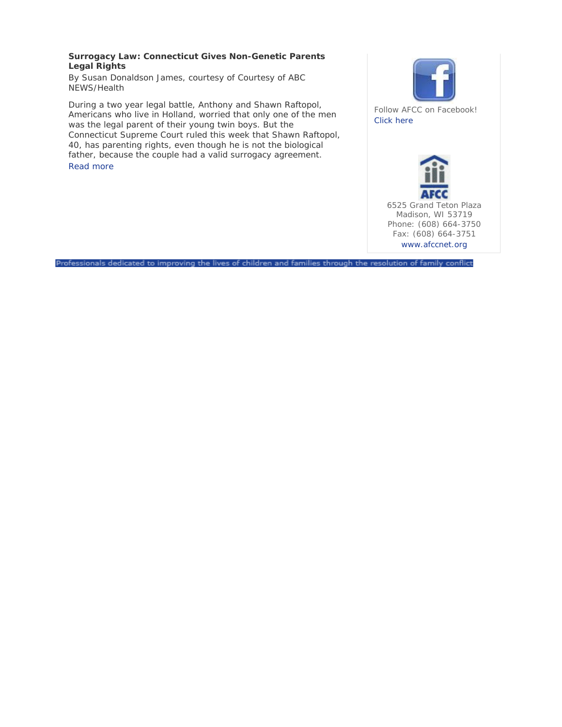**Surrogacy Law: Connecticut Gives Non-Genetic Parents Legal Rights**

By Susan Donaldson James, courtesy of Courtesy of ABC NEWS/Health

During a two year legal battle, Anthony and Shawn Raftopol, Americans who live in Holland, worried that only one of the men was the legal parent of their young twin boys. But the Connecticut Supreme Court ruled this week that Shawn Raftopol, 40, has parenting rights, even though he is not the biological father, because the couple had a valid surrogacy agreement.

Read more

Follow AFCC on Facebook!
Click here

AFCC

6525 Grand Teton Plaza
Madison, WI 53719
Phone: (608) 664-3750
Fax: (608) 664-3751
www.afccnet.org

Professionals dedicated to improving the lives of children and families through the resolution of family conflict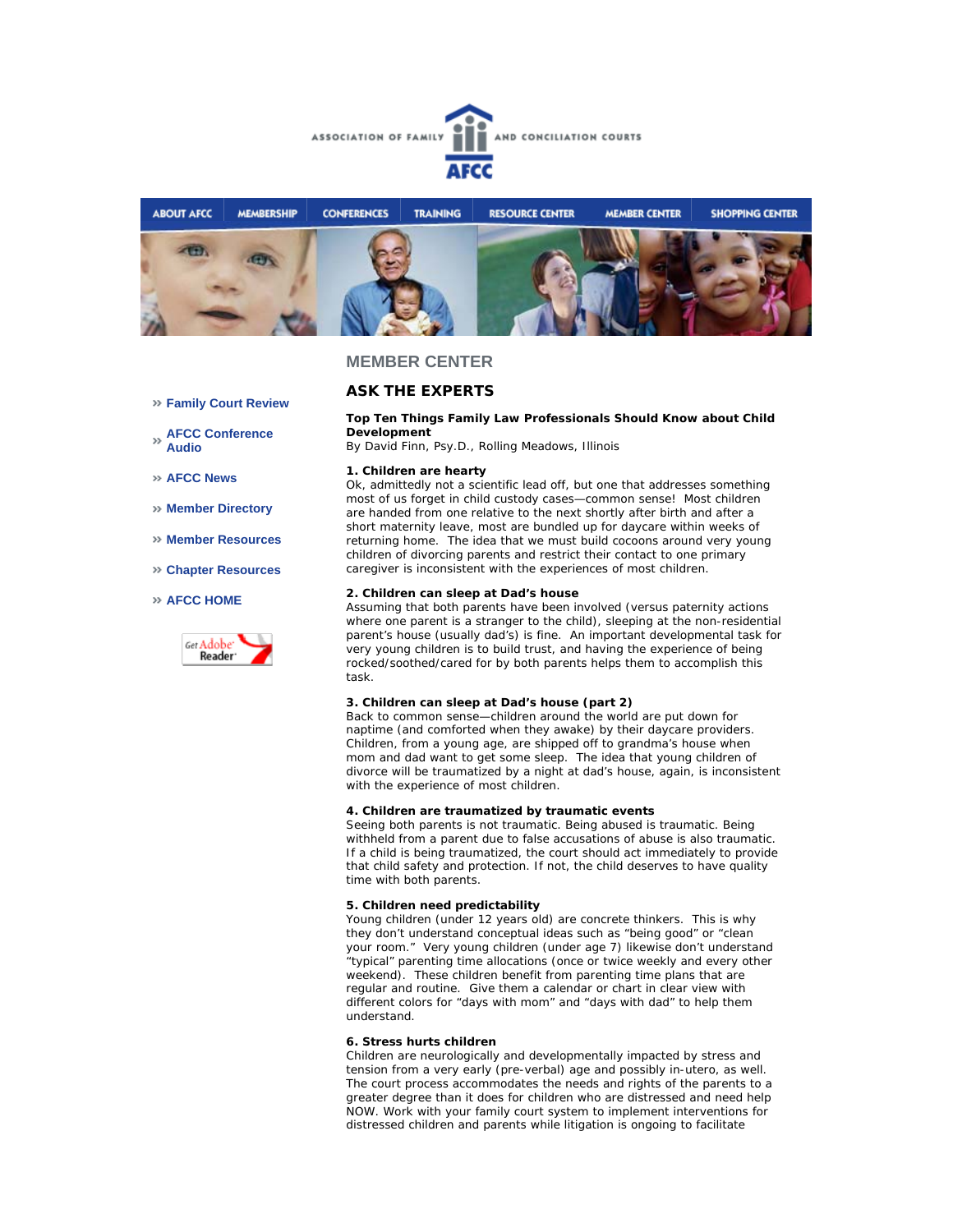ASSOCIATION OF FAMILY AND CONCILIATION COURTS

AFCC

ABOUT AFCC | MEMBERSHIP | CONFERENCES | TRAINING | RESOURCE CENTER | MEMBER CENTER | SHOPPING CENTER

» Family Court Review

» AFCC Conference Audio

» AFCC News

» Member Directory

» Member Resources

» Chapter Resources

» AFCC HOME

Get Adobe Reader

## MEMBER CENTER

## ASK THE EXPERTS

**Top Ten Things Family Law Professionals Should Know about Child Development**
By David Finn, Psy.D., Rolling Meadows, Illinois

**1. Children are hearty**
Ok, admittedly not a scientific lead off, but one that addresses something most of us forget in child custody cases—common sense! Most children are handed from one relative to the next shortly after birth and after a short maternity leave, most are bundled up for daycare within weeks of returning home. The idea that we must build cocoons around very young children of divorcing parents and restrict their contact to one primary caregiver is inconsistent with the experiences of most children.

**2. Children can sleep at Dad's house**
Assuming that both parents have been involved (versus paternity actions where one parent is a stranger to the child), sleeping at the non-residential parent's house (usually dad's) is fine. An important developmental task for very young children is to build trust, and having the experience of being rocked/soothed/cared for by both parents helps them to accomplish this task.

**3. Children can sleep at Dad's house (part 2)**
Back to common sense—children around the world are put down for naptime (and comforted when they awake) by their daycare providers. Children, from a young age, are shipped off to grandma's house when mom and dad want to get some sleep. The idea that young children of divorce will be traumatized by a night at dad's house, again, is inconsistent with the experience of most children.

**4. Children are traumatized by traumatic events**
Seeing both parents is not traumatic. Being abused is traumatic. Being withheld from a parent due to false accusations of abuse is also traumatic. If a child is being traumatized, the court should act immediately to provide that child safety and protection. If not, the child deserves to have quality time with both parents.

**5. Children need predictability**
Young children (under 12 years old) are concrete thinkers. This is why they don't understand conceptual ideas such as "being good" or "clean your room." Very young children (under age 7) likewise don't understand "typical" parenting time allocations (once or twice weekly and every other weekend). These children benefit from parenting time plans that are regular and routine. Give them a calendar or chart in clear view with different colors for "days with mom" and "days with dad" to help them understand.

**6. Stress hurts children**
Children are neurologically and developmentally impacted by stress and tension from a very early (pre-verbal) age and possibly in-utero, as well. The court process accommodates the needs and rights of the parents to a greater degree than it does for children who are distressed and need help NOW. Work with your family court system to implement interventions for distressed children and parents while litigation is ongoing to facilitate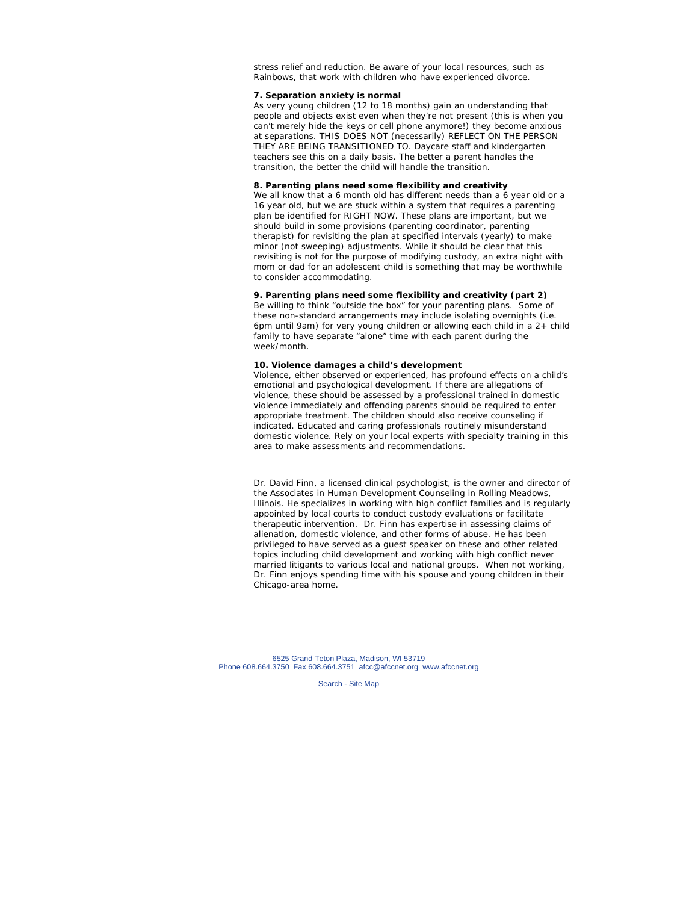stress relief and reduction. Be aware of your local resources, such as Rainbows, that work with children who have experienced divorce.

**7. Separation anxiety is normal**

As very young children (12 to 18 months) gain an understanding that people and objects exist even when they're not present (this is when you can't merely hide the keys or cell phone anymore!) they become anxious at separations. THIS DOES NOT (necessarily) REFLECT ON THE PERSON THEY ARE BEING TRANSITIONED TO. Daycare staff and kindergarten teachers see this on a daily basis. The better a parent handles the transition, the better the child will handle the transition.

**8. Parenting plans need some flexibility and creativity**

We all know that a 6 month old has different needs than a 6 year old or a 16 year old, but we are stuck within a system that requires a parenting plan be identified for RIGHT NOW. These plans are important, but we should build in some provisions (parenting coordinator, parenting therapist) for revisiting the plan at specified intervals (yearly) to make minor (not sweeping) adjustments. While it should be clear that this revisiting is not for the purpose of modifying custody, an extra night with mom or dad for an adolescent child is something that may be worthwhile to consider accommodating.

**9. Parenting plans need some flexibility and creativity (part 2)**

Be willing to think "outside the box" for your parenting plans. Some of these non-standard arrangements may include isolating overnights (i.e. 6pm until 9am) for very young children or allowing each child in a 2+ child family to have separate "alone" time with each parent during the week/month.

**10. Violence damages a child's development**

Violence, either observed or experienced, has profound effects on a child's emotional and psychological development. If there are allegations of violence, these should be assessed by a professional trained in domestic violence immediately and offending parents should be required to enter appropriate treatment. The children should also receive counseling if indicated. Educated and caring professionals routinely misunderstand domestic violence. Rely on your local experts with specialty training in this area to make assessments and recommendations.

Dr. David Finn, a licensed clinical psychologist, is the owner and director of the Associates in Human Development Counseling in Rolling Meadows, Illinois. He specializes in working with high conflict families and is regularly appointed by local courts to conduct custody evaluations or facilitate therapeutic intervention. Dr. Finn has expertise in assessing claims of alienation, domestic violence, and other forms of abuse. He has been privileged to have served as a guest speaker on these and other related topics including child development and working with high conflict never married litigants to various local and national groups. When not working, Dr. Finn enjoys spending time with his spouse and young children in their Chicago-area home.

6525 Grand Teton Plaza, Madison, WI 53719
Phone 608.664.3750 Fax 608.664.3751 afcc@afccnet.org www.afccnet.org

Search - Site Map